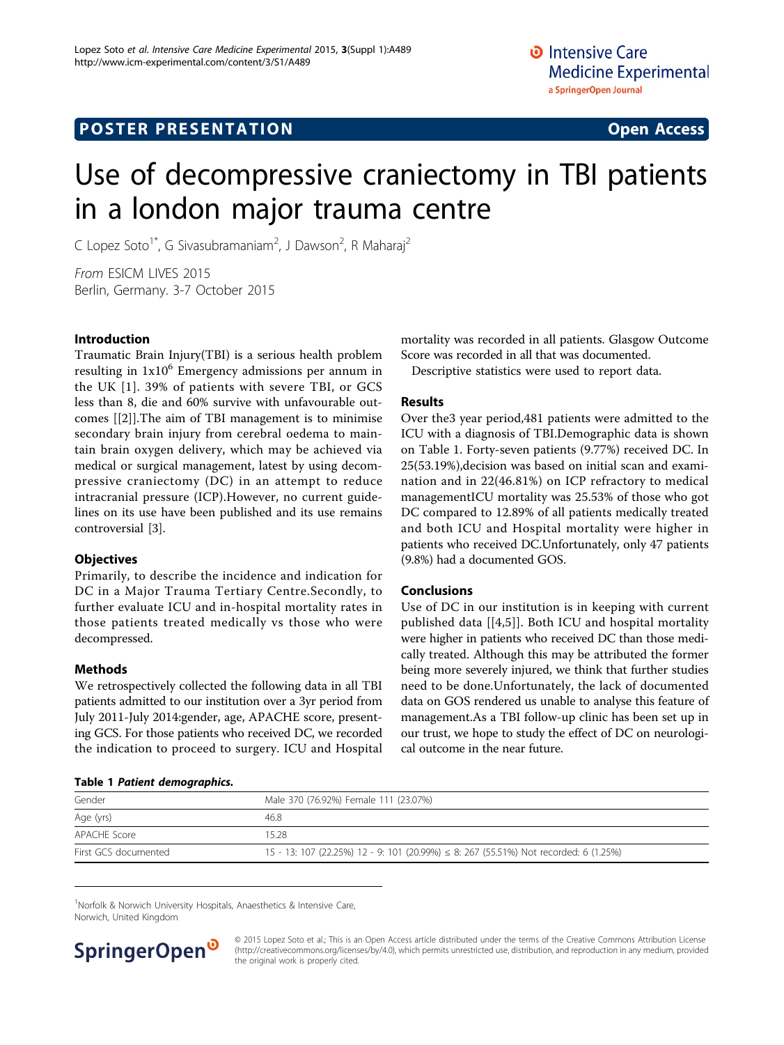POSTER PRESENTATION Open Access

# Use of decompressive craniectomy in TBI patients in a london major trauma centre

C Lopez Soto[1*], G Sivasubramaniam[2], J Dawson[2], R Maharaj[2]

*From* ESICM LIVES 2015
Berlin, Germany. 3-7 October 2015

## Introduction

Traumatic Brain Injury(TBI) is a serious health problem resulting in $1x10^6$ Emergency admissions per annum in the UK [1]. 39% of patients with severe TBI, or GCS less than 8, die and 60% survive with unfavourable outcomes [[2]].The aim of TBI management is to minimise secondary brain injury from cerebral oedema to maintain brain oxygen delivery, which may be achieved via medical or surgical management, latest by using decompressive craniectomy (DC) in an attempt to reduce intracranial pressure (ICP).However, no current guidelines on its use have been published and its use remains controversial [3].

## Objectives

Primarily, to describe the incidence and indication for DC in a Major Trauma Tertiary Centre.Secondly, to further evaluate ICU and in-hospital mortality rates in those patients treated medically vs those who were decompressed.

## Methods

We retrospectively collected the following data in all TBI patients admitted to our institution over a 3yr period from July 2011-July 2014:gender, age, APACHE score, presenting GCS. For those patients who received DC, we recorded the indication to proceed to surgery. ICU and Hospital mortality was recorded in all patients. Glasgow Outcome Score was recorded in all that was documented.

Descriptive statistics were used to report data.

## Results

Over the3 year period,481 patients were admitted to the ICU with a diagnosis of TBI.Demographic data is shown on Table 1. Forty-seven patients (9.77%) received DC. In 25(53.19%),decision was based on initial scan and examination and in 22(46.81%) on ICP refractory to medical managementICU mortality was 25.53% of those who got DC compared to 12.89% of all patients medically treated and both ICU and Hospital mortality were higher in patients who received DC.Unfortunately, only 47 patients (9.8%) had a documented GOS.

## Conclusions

Use of DC in our institution is in keeping with current published data [[4,5]]. Both ICU and hospital mortality were higher in patients who received DC than those medically treated. Although this may be attributed the former being more severely injured, we think that further studies need to be done.Unfortunately, the lack of documented data on GOS rendered us unable to analyse this feature of management.As a TBI follow-up clinic has been set up in our trust, we hope to study the effect of DC on neurological outcome in the near future.

**Table 1** ***Patient demographics.***

| | |
|---|---|
| Gender | Male 370 (76.92%) Female 111 (23.07%) |
| Age (yrs) | 46.8 |
| APACHE Score | 15.28 |
| First GCS documented | 15 - 13: 107 (22.25%) 12 - 9: 101 (20.99%) ≤ 8: 267 (55.51%) Not recorded: 6 (1.25%) |

[1]Norfolk & Norwich University Hospitals, Anaesthetics & Intensive Care, Norwich, United Kingdom

© 2015 Lopez Soto et al.; This is an Open Access article distributed under the terms of the Creative Commons Attribution License (http://creativecommons.org/licenses/by/4.0), which permits unrestricted use, distribution, and reproduction in any medium, provided the original work is properly cited.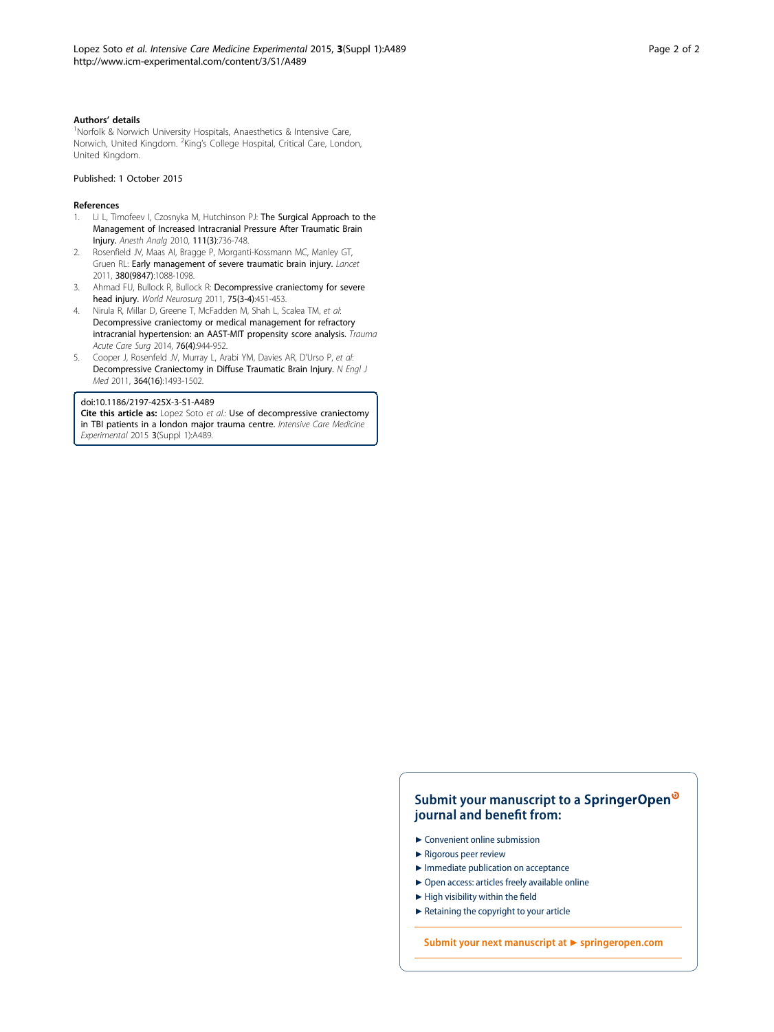### Authors' details

[1]Norfolk & Norwich University Hospitals, Anaesthetics & Intensive Care, Norwich, United Kingdom. [2]King's College Hospital, Critical Care, London, United Kingdom.

Published: 1 October 2015

### References

1. Li L, Timofeev I, Czosnyka M, Hutchinson PJ: **The Surgical Approach to the Management of Increased Intracranial Pressure After Traumatic Brain Injury.** *Anesth Analg* 2010, **111(3)**:736-748.
2. Rosenfield JV, Maas AI, Bragge P, Morganti-Kossmann MC, Manley GT, Gruen RL: **Early management of severe traumatic brain injury.** *Lancet* 2011, **380(9847)**:1088-1098.
3. Ahmad FU, Bullock R, Bullock R: **Decompressive craniectomy for severe head injury.** *World Neurosurg* 2011, **75(3-4)**:451-453.
4. Nirula R, Millar D, Greene T, McFadden M, Shah L, Scalea TM, *et al*: **Decompressive craniectomy or medical management for refractory intracranial hypertension: an AAST-MIT propensity score analysis.** *Trauma Acute Care Surg* 2014, **76(4)**:944-952.
5. Cooper J, Rosenfeld JV, Murray L, Arabi YM, Davies AR, D'Urso P, *et al*: **Decompressive Craniectomy in Diffuse Traumatic Brain Injury.** *N Engl J Med* 2011, **364(16)**:1493-1502.

doi:10.1186/2197-425X-3-S1-A489
**Cite this article as:** Lopez Soto *et al.*: Use of decompressive craniectomy in TBI patients in a london major trauma centre. *Intensive Care Medicine Experimental* 2015 **3**(Suppl 1):A489.

**Submit your manuscript to a SpringerOpen journal and benefit from:**

- ► Convenient online submission
- ► Rigorous peer review
- ► Immediate publication on acceptance
- ► Open access: articles freely available online
- ► High visibility within the field
- ► Retaining the copyright to your article

**Submit your next manuscript at ► springeropen.com**